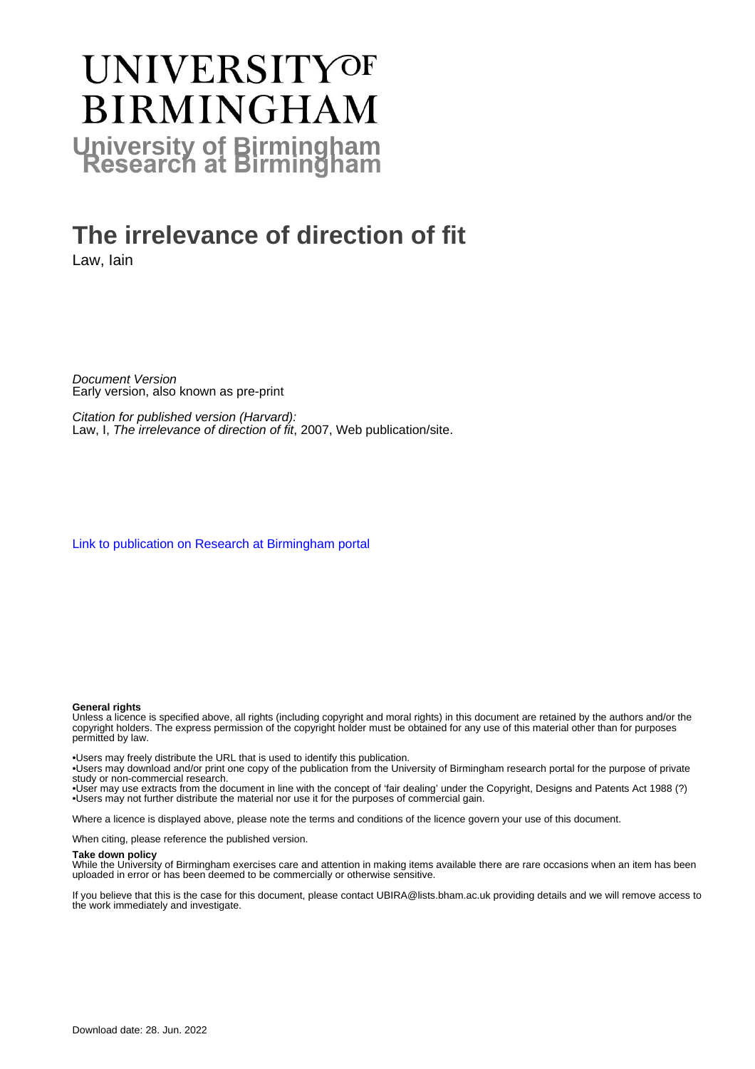# UNIVERSITY OF BIRMINGHAM

**University of Birmingham Research at Birmingham**

# The irrelevance of direction of fit

Law, Iain

*Document Version*
Early version, also known as pre-print

*Citation for published version (Harvard):*
Law, I, *The irrelevance of direction of fit*, 2007, Web publication/site.

Link to publication on Research at Birmingham portal

**General rights**
Unless a licence is specified above, all rights (including copyright and moral rights) in this document are retained by the authors and/or the copyright holders. The express permission of the copyright holder must be obtained for any use of this material other than for purposes permitted by law.

- •Users may freely distribute the URL that is used to identify this publication.
- •Users may download and/or print one copy of the publication from the University of Birmingham research portal for the purpose of private study or non-commercial research.
- •User may use extracts from the document in line with the concept of 'fair dealing' under the Copyright, Designs and Patents Act 1988 (?)
- •Users may not further distribute the material nor use it for the purposes of commercial gain.

Where a licence is displayed above, please note the terms and conditions of the licence govern your use of this document.

When citing, please reference the published version.

**Take down policy**
While the University of Birmingham exercises care and attention in making items available there are rare occasions when an item has been uploaded in error or has been deemed to be commercially or otherwise sensitive.

If you believe that this is the case for this document, please contact UBIRA@lists.bham.ac.uk providing details and we will remove access to the work immediately and investigate.

Download date: 28. Jun. 2022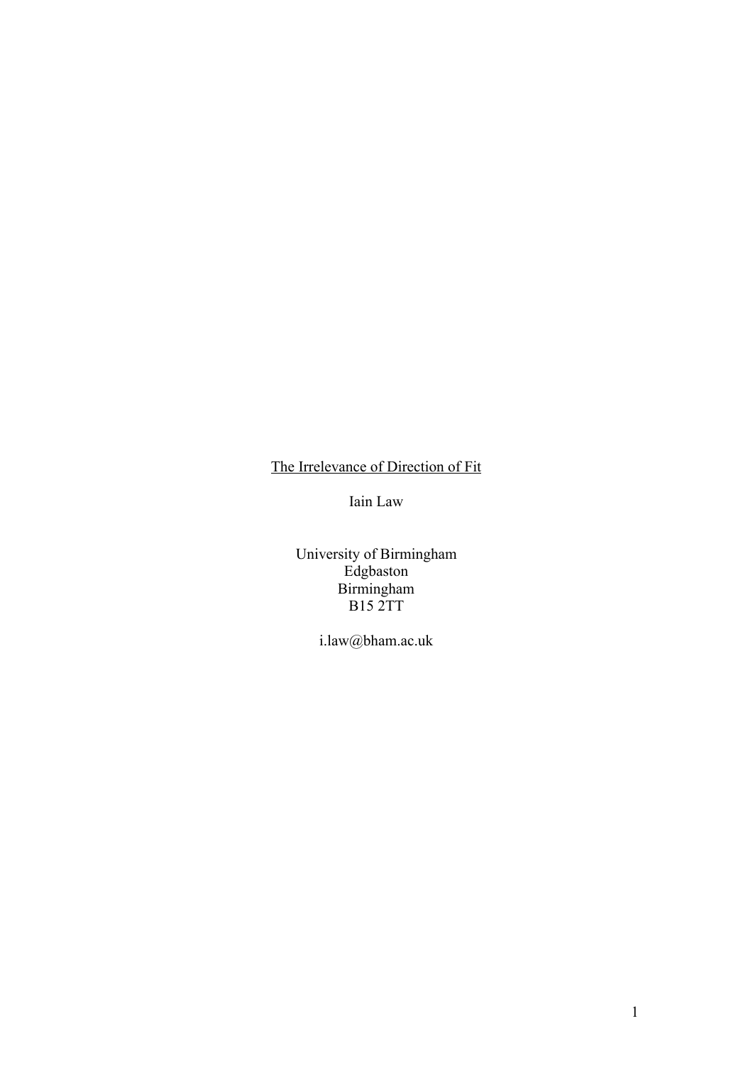<u>The Irrelevance of Direction of Fit</u>

Iain Law

University of Birmingham
Edgbaston
Birmingham
B15 2TT

i.law@bham.ac.uk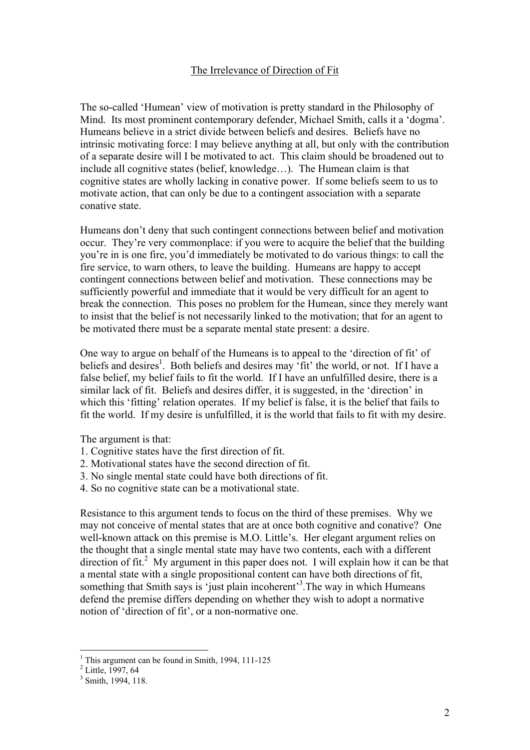# The Irrelevance of Direction of Fit

The so-called 'Humean' view of motivation is pretty standard in the Philosophy of Mind. Its most prominent contemporary defender, Michael Smith, calls it a 'dogma'. Humeans believe in a strict divide between beliefs and desires. Beliefs have no intrinsic motivating force: I may believe anything at all, but only with the contribution of a separate desire will I be motivated to act. This claim should be broadened out to include all cognitive states (belief, knowledge…). The Humean claim is that cognitive states are wholly lacking in conative power. If some beliefs seem to us to motivate action, that can only be due to a contingent association with a separate conative state.

Humeans don't deny that such contingent connections between belief and motivation occur. They're very commonplace: if you were to acquire the belief that the building you're in is one fire, you'd immediately be motivated to do various things: to call the fire service, to warn others, to leave the building. Humeans are happy to accept contingent connections between belief and motivation. These connections may be sufficiently powerful and immediate that it would be very difficult for an agent to break the connection. This poses no problem for the Humean, since they merely want to insist that the belief is not necessarily linked to the motivation; that for an agent to be motivated there must be a separate mental state present: a desire.

One way to argue on behalf of the Humeans is to appeal to the 'direction of fit' of beliefs and desires[1]. Both beliefs and desires may 'fit' the world, or not. If I have a false belief, my belief fails to fit the world. If I have an unfulfilled desire, there is a similar lack of fit. Beliefs and desires differ, it is suggested, in the 'direction' in which this 'fitting' relation operates. If my belief is false, it is the belief that fails to fit the world. If my desire is unfulfilled, it is the world that fails to fit with my desire.

The argument is that:
1. Cognitive states have the first direction of fit.
2. Motivational states have the second direction of fit.
3. No single mental state could have both directions of fit.
4. So no cognitive state can be a motivational state.

Resistance to this argument tends to focus on the third of these premises. Why we may not conceive of mental states that are at once both cognitive and conative? One well-known attack on this premise is M.O. Little's. Her elegant argument relies on the thought that a single mental state may have two contents, each with a different direction of fit.[2] My argument in this paper does not. I will explain how it can be that a mental state with a single propositional content can have both directions of fit, something that Smith says is 'just plain incoherent'[3].The way in which Humeans defend the premise differs depending on whether they wish to adopt a normative notion of 'direction of fit', or a non-normative one.

---

[1] This argument can be found in Smith, 1994, 111-125

[2] Little, 1997, 64

[3] Smith, 1994, 118.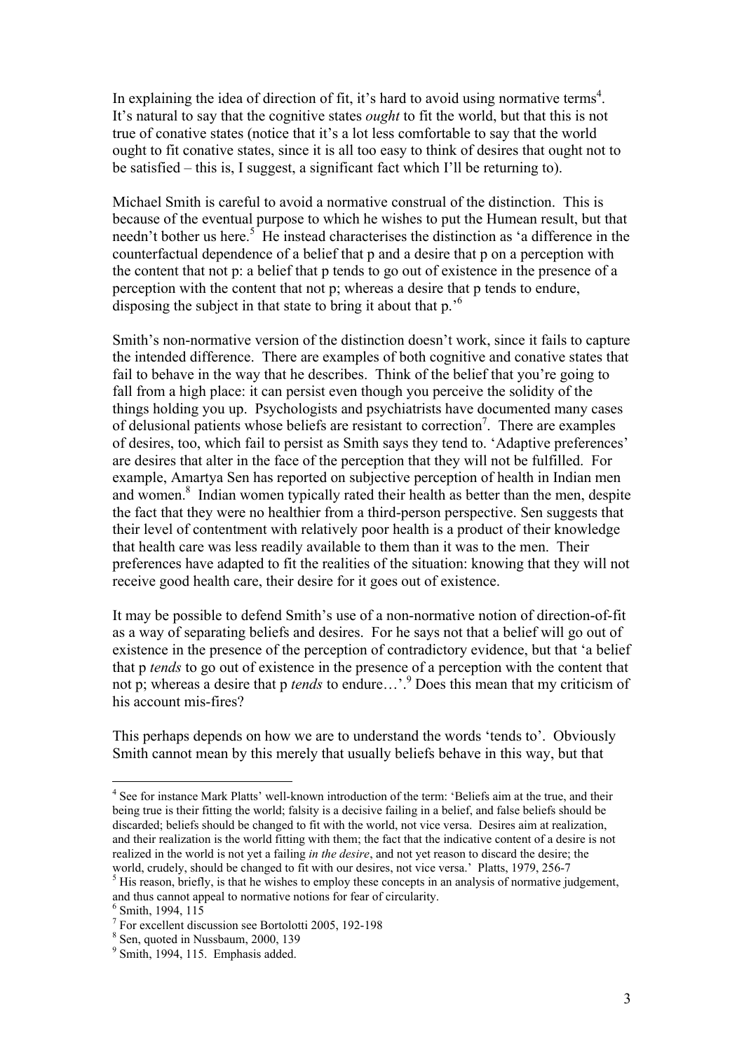In explaining the idea of direction of fit, it's hard to avoid using normative terms[4]. It's natural to say that the cognitive states *ought* to fit the world, but that this is not true of conative states (notice that it's a lot less comfortable to say that the world ought to fit conative states, since it is all too easy to think of desires that ought not to be satisfied – this is, I suggest, a significant fact which I'll be returning to).

Michael Smith is careful to avoid a normative construal of the distinction. This is because of the eventual purpose to which he wishes to put the Humean result, but that needn't bother us here.[5] He instead characterises the distinction as 'a difference in the counterfactual dependence of a belief that p and a desire that p on a perception with the content that not p: a belief that p tends to go out of existence in the presence of a perception with the content that not p; whereas a desire that p tends to endure, disposing the subject in that state to bring it about that p.'[6]

Smith's non-normative version of the distinction doesn't work, since it fails to capture the intended difference. There are examples of both cognitive and conative states that fail to behave in the way that he describes. Think of the belief that you're going to fall from a high place: it can persist even though you perceive the solidity of the things holding you up. Psychologists and psychiatrists have documented many cases of delusional patients whose beliefs are resistant to correction[7]. There are examples of desires, too, which fail to persist as Smith says they tend to. 'Adaptive preferences' are desires that alter in the face of the perception that they will not be fulfilled. For example, Amartya Sen has reported on subjective perception of health in Indian men and women.[8] Indian women typically rated their health as better than the men, despite the fact that they were no healthier from a third-person perspective. Sen suggests that their level of contentment with relatively poor health is a product of their knowledge that health care was less readily available to them than it was to the men. Their preferences have adapted to fit the realities of the situation: knowing that they will not receive good health care, their desire for it goes out of existence.

It may be possible to defend Smith's use of a non-normative notion of direction-of-fit as a way of separating beliefs and desires. For he says not that a belief will go out of existence in the presence of the perception of contradictory evidence, but that 'a belief that p *tends* to go out of existence in the presence of a perception with the content that not p; whereas a desire that p *tends* to endure…'.[9] Does this mean that my criticism of his account mis-fires?

This perhaps depends on how we are to understand the words 'tends to'. Obviously Smith cannot mean by this merely that usually beliefs behave in this way, but that

---

[4] See for instance Mark Platts' well-known introduction of the term: 'Beliefs aim at the true, and their being true is their fitting the world; falsity is a decisive failing in a belief, and false beliefs should be discarded; beliefs should be changed to fit with the world, not vice versa. Desires aim at realization, and their realization is the world fitting with them; the fact that the indicative content of a desire is not realized in the world is not yet a failing *in the desire*, and not yet reason to discard the desire; the world, crudely, should be changed to fit with our desires, not vice versa.' Platts, 1979, 256-7

[5] His reason, briefly, is that he wishes to employ these concepts in an analysis of normative judgement, and thus cannot appeal to normative notions for fear of circularity.

[6] Smith, 1994, 115

[7] For excellent discussion see Bortolotti 2005, 192-198

[8] Sen, quoted in Nussbaum, 2000, 139

[9] Smith, 1994, 115. Emphasis added.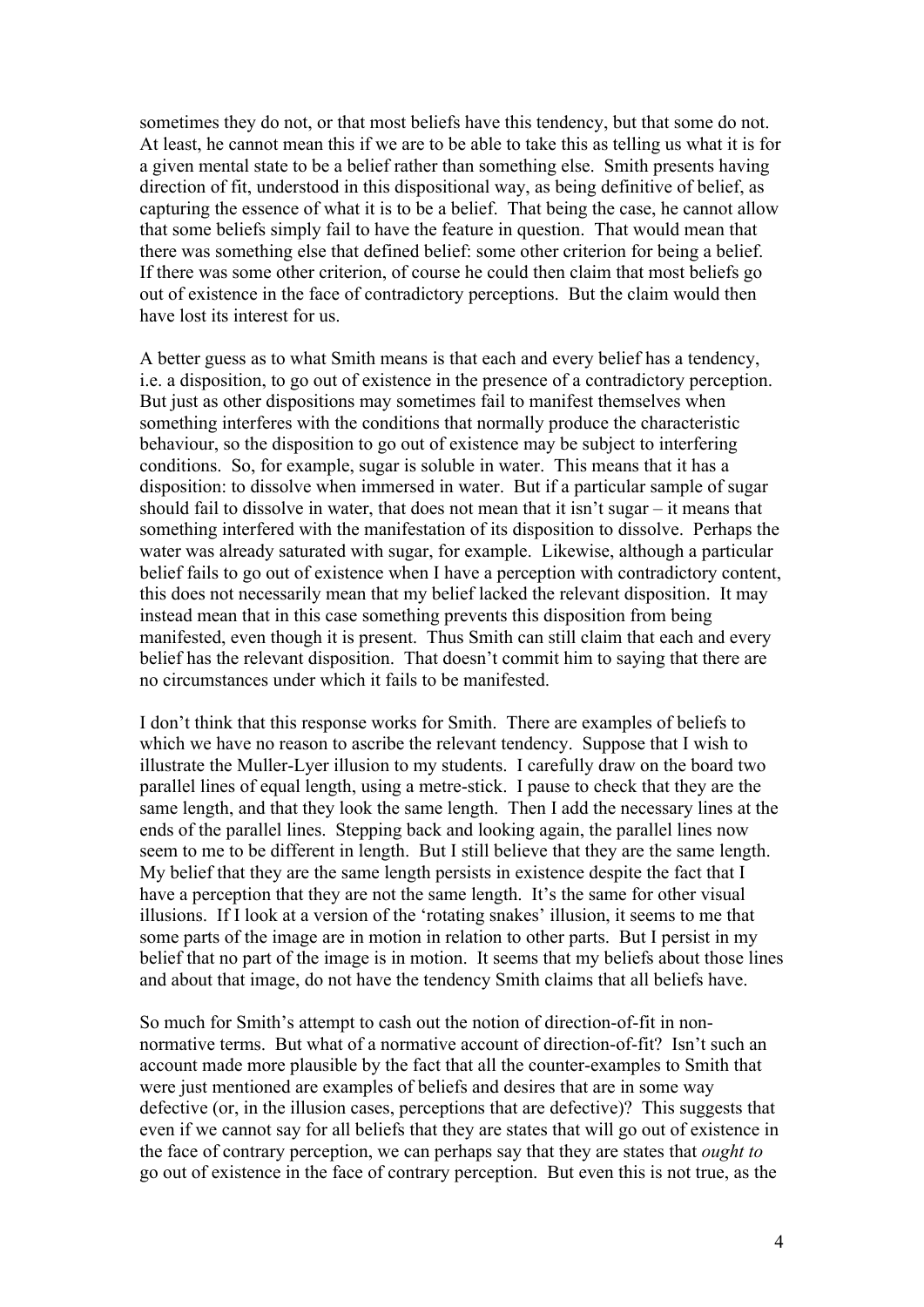sometimes they do not, or that most beliefs have this tendency, but that some do not. At least, he cannot mean this if we are to be able to take this as telling us what it is for a given mental state to be a belief rather than something else. Smith presents having direction of fit, understood in this dispositional way, as being definitive of belief, as capturing the essence of what it is to be a belief. That being the case, he cannot allow that some beliefs simply fail to have the feature in question. That would mean that there was something else that defined belief: some other criterion for being a belief. If there was some other criterion, of course he could then claim that most beliefs go out of existence in the face of contradictory perceptions. But the claim would then have lost its interest for us.

A better guess as to what Smith means is that each and every belief has a tendency, i.e. a disposition, to go out of existence in the presence of a contradictory perception. But just as other dispositions may sometimes fail to manifest themselves when something interferes with the conditions that normally produce the characteristic behaviour, so the disposition to go out of existence may be subject to interfering conditions. So, for example, sugar is soluble in water. This means that it has a disposition: to dissolve when immersed in water. But if a particular sample of sugar should fail to dissolve in water, that does not mean that it isn't sugar – it means that something interfered with the manifestation of its disposition to dissolve. Perhaps the water was already saturated with sugar, for example. Likewise, although a particular belief fails to go out of existence when I have a perception with contradictory content, this does not necessarily mean that my belief lacked the relevant disposition. It may instead mean that in this case something prevents this disposition from being manifested, even though it is present. Thus Smith can still claim that each and every belief has the relevant disposition. That doesn't commit him to saying that there are no circumstances under which it fails to be manifested.

I don't think that this response works for Smith. There are examples of beliefs to which we have no reason to ascribe the relevant tendency. Suppose that I wish to illustrate the Muller-Lyer illusion to my students. I carefully draw on the board two parallel lines of equal length, using a metre-stick. I pause to check that they are the same length, and that they look the same length. Then I add the necessary lines at the ends of the parallel lines. Stepping back and looking again, the parallel lines now seem to me to be different in length. But I still believe that they are the same length. My belief that they are the same length persists in existence despite the fact that I have a perception that they are not the same length. It's the same for other visual illusions. If I look at a version of the 'rotating snakes' illusion, it seems to me that some parts of the image are in motion in relation to other parts. But I persist in my belief that no part of the image is in motion. It seems that my beliefs about those lines and about that image, do not have the tendency Smith claims that all beliefs have.

So much for Smith's attempt to cash out the notion of direction-of-fit in non-normative terms. But what of a normative account of direction-of-fit? Isn't such an account made more plausible by the fact that all the counter-examples to Smith that were just mentioned are examples of beliefs and desires that are in some way defective (or, in the illusion cases, perceptions that are defective)? This suggests that even if we cannot say for all beliefs that they are states that will go out of existence in the face of contrary perception, we can perhaps say that they are states that *ought to* go out of existence in the face of contrary perception. But even this is not true, as the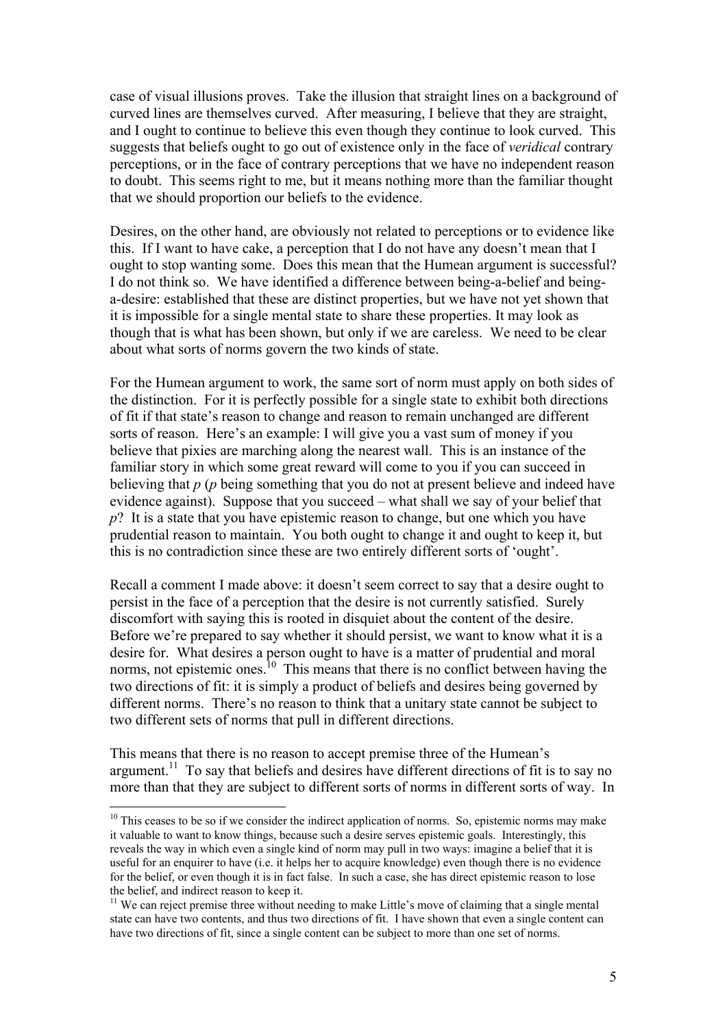case of visual illusions proves. Take the illusion that straight lines on a background of curved lines are themselves curved. After measuring, I believe that they are straight, and I ought to continue to believe this even though they continue to look curved. This suggests that beliefs ought to go out of existence only in the face of *veridical* contrary perceptions, or in the face of contrary perceptions that we have no independent reason to doubt. This seems right to me, but it means nothing more than the familiar thought that we should proportion our beliefs to the evidence.

Desires, on the other hand, are obviously not related to perceptions or to evidence like this. If I want to have cake, a perception that I do not have any doesn't mean that I ought to stop wanting some. Does this mean that the Humean argument is successful? I do not think so. We have identified a difference between being-a-belief and being-a-desire: established that these are distinct properties, but we have not yet shown that it is impossible for a single mental state to share these properties. It may look as though that is what has been shown, but only if we are careless. We need to be clear about what sorts of norms govern the two kinds of state.

For the Humean argument to work, the same sort of norm must apply on both sides of the distinction. For it is perfectly possible for a single state to exhibit both directions of fit if that state's reason to change and reason to remain unchanged are different sorts of reason. Here's an example: I will give you a vast sum of money if you believe that pixies are marching along the nearest wall. This is an instance of the familiar story in which some great reward will come to you if you can succeed in believing that *p* (*p* being something that you do not at present believe and indeed have evidence against). Suppose that you succeed – what shall we say of your belief that *p*? It is a state that you have epistemic reason to change, but one which you have prudential reason to maintain. You both ought to change it and ought to keep it, but this is no contradiction since these are two entirely different sorts of 'ought'.

Recall a comment I made above: it doesn't seem correct to say that a desire ought to persist in the face of a perception that the desire is not currently satisfied. Surely discomfort with saying this is rooted in disquiet about the content of the desire. Before we're prepared to say whether it should persist, we want to know what it is a desire for. What desires a person ought to have is a matter of prudential and moral norms, not epistemic ones.[10] This means that there is no conflict between having the two directions of fit: it is simply a product of beliefs and desires being governed by different norms. There's no reason to think that a unitary state cannot be subject to two different sets of norms that pull in different directions.

This means that there is no reason to accept premise three of the Humean's argument.[11] To say that beliefs and desires have different directions of fit is to say no more than that they are subject to different sorts of norms in different sorts of way. In

---

[10] This ceases to be so if we consider the indirect application of norms. So, epistemic norms may make it valuable to want to know things, because such a desire serves epistemic goals. Interestingly, this reveals the way in which even a single kind of norm may pull in two ways: imagine a belief that it is useful for an enquirer to have (i.e. it helps her to acquire knowledge) even though there is no evidence for the belief, or even though it is in fact false. In such a case, she has direct epistemic reason to lose the belief, and indirect reason to keep it.

[11] We can reject premise three without needing to make Little's move of claiming that a single mental state can have two contents, and thus two directions of fit. I have shown that even a single content can have two directions of fit, since a single content can be subject to more than one set of norms.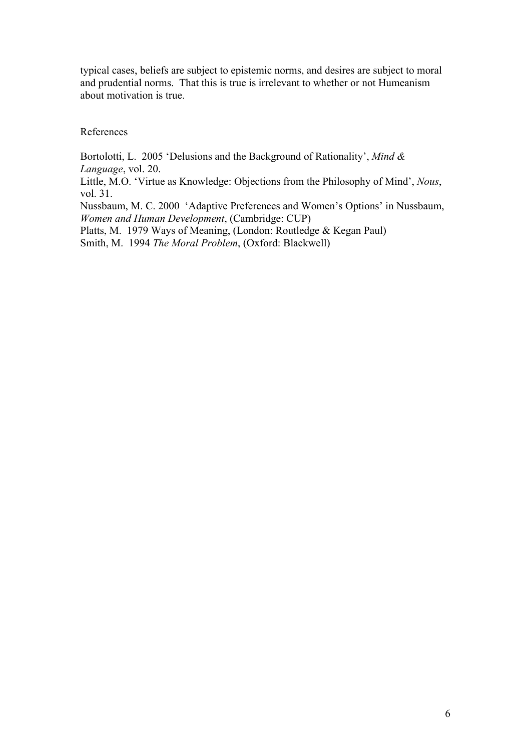typical cases, beliefs are subject to epistemic norms, and desires are subject to moral and prudential norms. That this is true is irrelevant to whether or not Humeanism about motivation is true.

References

Bortolotti, L. 2005 'Delusions and the Background of Rationality', *Mind & Language*, vol. 20.
Little, M.O. 'Virtue as Knowledge: Objections from the Philosophy of Mind', *Nous*, vol. 31.
Nussbaum, M. C. 2000 'Adaptive Preferences and Women's Options' in Nussbaum, *Women and Human Development*, (Cambridge: CUP)
Platts, M. 1979 Ways of Meaning, (London: Routledge & Kegan Paul)
Smith, M. 1994 *The Moral Problem*, (Oxford: Blackwell)